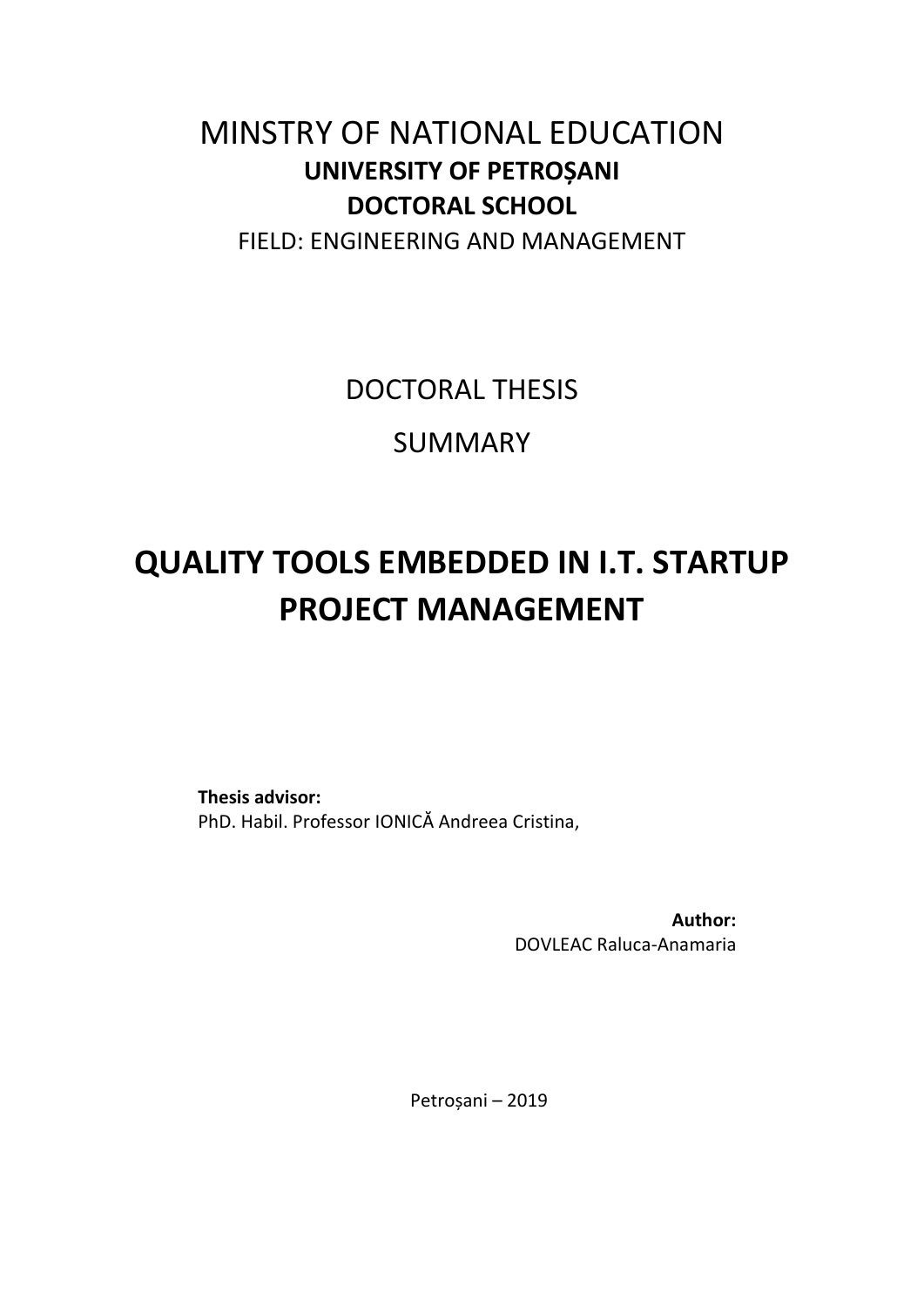# MINSTRY OF NATIONAL EDUCATION

**UNIVERSITY OF PETROȘANI**

**DOCTORAL SCHOOL**

FIELD: ENGINEERING AND MANAGEMENT

DOCTORAL THESIS

SUMMARY

# QUALITY TOOLS EMBEDDED IN I.T. STARTUP PROJECT MANAGEMENT

**Thesis advisor:**
PhD. Habil. Professor IONICĂ Andreea Cristina,

**Author:**
DOVLEAC Raluca-Anamaria

Petroșani – 2019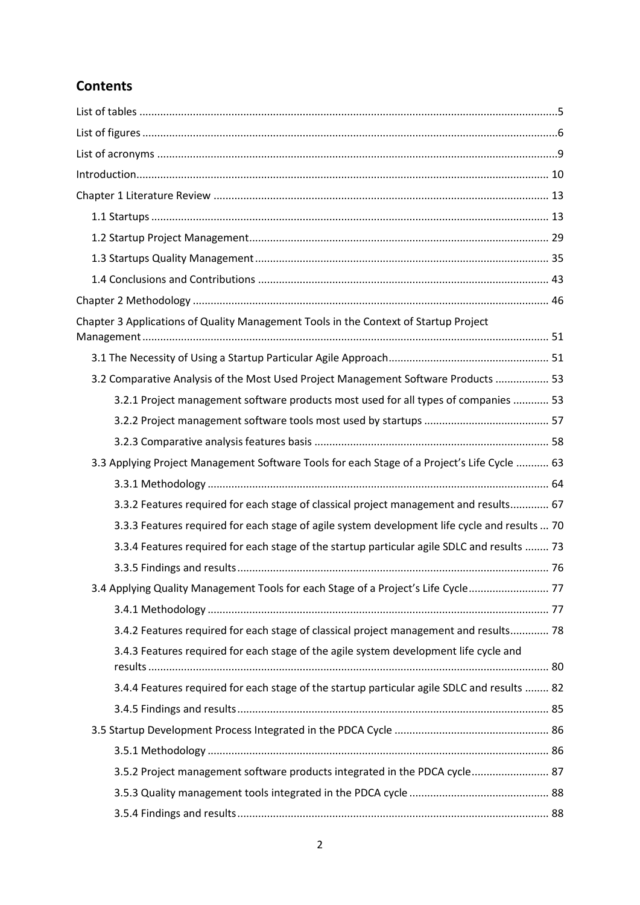## Contents

- List of tables ... 5
- List of figures ... 6
- List of acronyms ... 9
- Introduction ... 10
- Chapter 1 Literature Review ... 13
  - 1.1 Startups ... 13
  - 1.2 Startup Project Management ... 29
  - 1.3 Startups Quality Management ... 35
  - 1.4 Conclusions and Contributions ... 43
- Chapter 2 Methodology ... 46
- Chapter 3 Applications of Quality Management Tools in the Context of Startup Project Management ... 51
  - 3.1 The Necessity of Using a Startup Particular Agile Approach ... 51
  - 3.2 Comparative Analysis of the Most Used Project Management Software Products ... 53
    - 3.2.1 Project management software products most used for all types of companies ... 53
    - 3.2.2 Project management software tools most used by startups ... 57
    - 3.2.3 Comparative analysis features basis ... 58
  - 3.3 Applying Project Management Software Tools for each Stage of a Project's Life Cycle ... 63
    - 3.3.1 Methodology ... 64
    - 3.3.2 Features required for each stage of classical project management and results ... 67
    - 3.3.3 Features required for each stage of agile system development life cycle and results ... 70
    - 3.3.4 Features required for each stage of the startup particular agile SDLC and results ... 73
    - 3.3.5 Findings and results ... 76
  - 3.4 Applying Quality Management Tools for each Stage of a Project's Life Cycle ... 77
    - 3.4.1 Methodology ... 77
    - 3.4.2 Features required for each stage of classical project management and results ... 78
    - 3.4.3 Features required for each stage of the agile system development life cycle and results ... 80
    - 3.4.4 Features required for each stage of the startup particular agile SDLC and results ... 82
    - 3.4.5 Findings and results ... 85
  - 3.5 Startup Development Process Integrated in the PDCA Cycle ... 86
    - 3.5.1 Methodology ... 86
    - 3.5.2 Project management software products integrated in the PDCA cycle ... 87
    - 3.5.3 Quality management tools integrated in the PDCA cycle ... 88
    - 3.5.4 Findings and results ... 88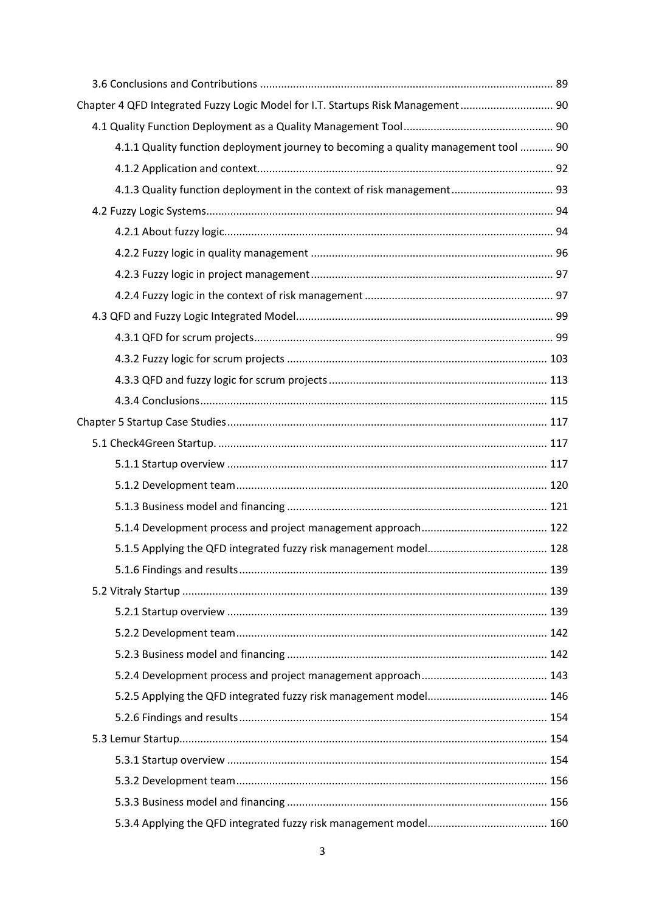3.6 Conclusions and Contributions ........................................................................................ 89

Chapter 4 QFD Integrated Fuzzy Logic Model for I.T. Startups Risk Management .............................. 90

4.1 Quality Function Deployment as a Quality Management Tool ................................................ 90

4.1.1 Quality function deployment journey to becoming a quality management tool ........... 90

4.1.2 Application and context ................................................................................................ 92

4.1.3 Quality function deployment in the context of risk management .................................. 93

4.2 Fuzzy Logic Systems ................................................................................................................ 94

4.2.1 About fuzzy logic ........................................................................................................... 94

4.2.2 Fuzzy logic in quality management ................................................................................ 96

4.2.3 Fuzzy logic in project management ................................................................................ 97

4.2.4 Fuzzy logic in the context of risk management .............................................................. 97

4.3 QFD and Fuzzy Logic Integrated Model .................................................................................... 99

4.3.1 QFD for scrum projects .................................................................................................. 99

4.3.2 Fuzzy logic for scrum projects ...................................................................................... 103

4.3.3 QFD and fuzzy logic for scrum projects ........................................................................ 113

4.3.4 Conclusions .................................................................................................................. 115

Chapter 5 Startup Case Studies ......................................................................................................... 117

5.1 Check4Green Startup. ............................................................................................................ 117

5.1.1 Startup overview .......................................................................................................... 117

5.1.2 Development team ....................................................................................................... 120

5.1.3 Business model and financing ...................................................................................... 121

5.1.4 Development process and project management approach .......................................... 122

5.1.5 Applying the QFD integrated fuzzy risk management model ........................................ 128

5.1.6 Findings and results ...................................................................................................... 139

5.2 Vitraly Startup ........................................................................................................................ 139

5.2.1 Startup overview .......................................................................................................... 139

5.2.2 Development team ....................................................................................................... 142

5.2.3 Business model and financing ...................................................................................... 142

5.2.4 Development process and project management approach .......................................... 143

5.2.5 Applying the QFD integrated fuzzy risk management model ........................................ 146

5.2.6 Findings and results ...................................................................................................... 154

5.3 Lemur Startup ......................................................................................................................... 154

5.3.1 Startup overview .......................................................................................................... 154

5.3.2 Development team ....................................................................................................... 156

5.3.3 Business model and financing ...................................................................................... 156

5.3.4 Applying the QFD integrated fuzzy risk management model ........................................ 160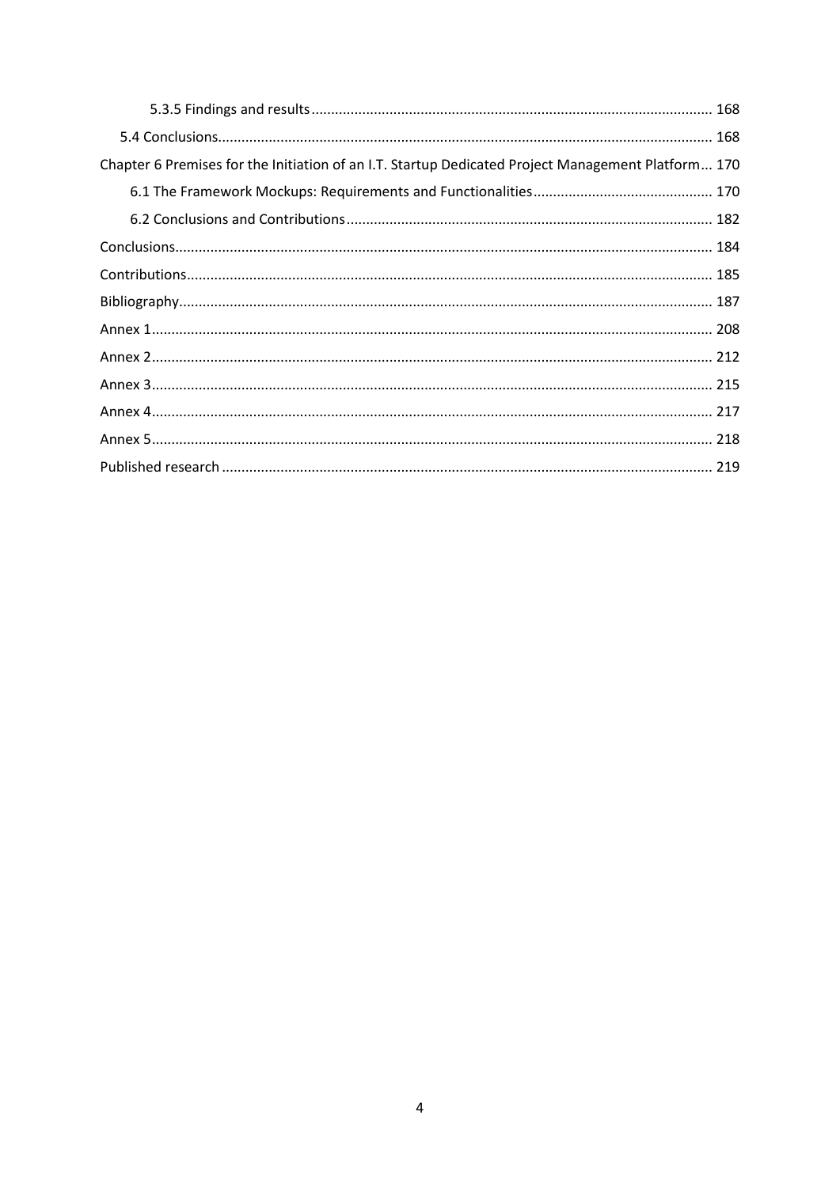5.3.5 Findings and results ..................................................................................................... 168

5.4 Conclusions............................................................................................................................ 168

Chapter 6 Premises for the Initiation of an I.T. Startup Dedicated Project Management Platform... 170

6.1 The Framework Mockups: Requirements and Functionalities.............................................. 170

6.2 Conclusions and Contributions ............................................................................................ 182

Conclusions........................................................................................................................................ 184

Contributions...................................................................................................................................... 185

Bibliography....................................................................................................................................... 187

Annex 1.............................................................................................................................................. 208

Annex 2.............................................................................................................................................. 212

Annex 3.............................................................................................................................................. 215

Annex 4.............................................................................................................................................. 217

Annex 5.............................................................................................................................................. 218

Published research ............................................................................................................................ 219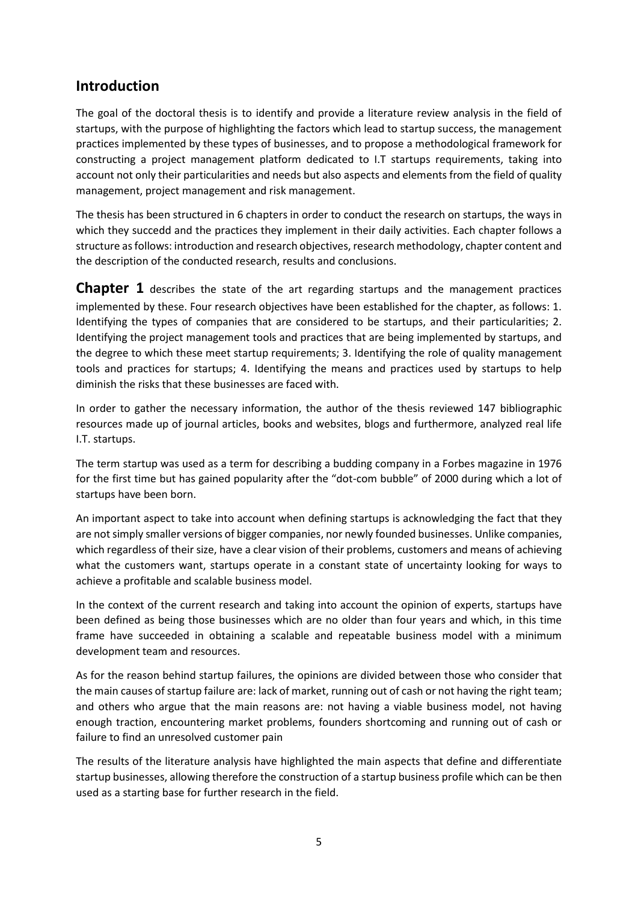## Introduction

The goal of the doctoral thesis is to identify and provide a literature review analysis in the field of startups, with the purpose of highlighting the factors which lead to startup success, the management practices implemented by these types of businesses, and to propose a methodological framework for constructing a project management platform dedicated to I.T startups requirements, taking into account not only their particularities and needs but also aspects and elements from the field of quality management, project management and risk management.

The thesis has been structured in 6 chapters in order to conduct the research on startups, the ways in which they succedd and the practices they implement in their daily activities. Each chapter follows a structure as follows: introduction and research objectives, research methodology, chapter content and the description of the conducted research, results and conclusions.

**Chapter 1** describes the state of the art regarding startups and the management practices implemented by these. Four research objectives have been established for the chapter, as follows: 1. Identifying the types of companies that are considered to be startups, and their particularities; 2. Identifying the project management tools and practices that are being implemented by startups, and the degree to which these meet startup requirements; 3. Identifying the role of quality management tools and practices for startups; 4. Identifying the means and practices used by startups to help diminish the risks that these businesses are faced with.

In order to gather the necessary information, the author of the thesis reviewed 147 bibliographic resources made up of journal articles, books and websites, blogs and furthermore, analyzed real life I.T. startups.

The term startup was used as a term for describing a budding company in a Forbes magazine in 1976 for the first time but has gained popularity after the "dot-com bubble" of 2000 during which a lot of startups have been born.

An important aspect to take into account when defining startups is acknowledging the fact that they are not simply smaller versions of bigger companies, nor newly founded businesses. Unlike companies, which regardless of their size, have a clear vision of their problems, customers and means of achieving what the customers want, startups operate in a constant state of uncertainty looking for ways to achieve a profitable and scalable business model.

In the context of the current research and taking into account the opinion of experts, startups have been defined as being those businesses which are no older than four years and which, in this time frame have succeeded in obtaining a scalable and repeatable business model with a minimum development team and resources.

As for the reason behind startup failures, the opinions are divided between those who consider that the main causes of startup failure are: lack of market, running out of cash or not having the right team; and others who argue that the main reasons are: not having a viable business model, not having enough traction, encountering market problems, founders shortcoming and running out of cash or failure to find an unresolved customer pain

The results of the literature analysis have highlighted the main aspects that define and differentiate startup businesses, allowing therefore the construction of a startup business profile which can be then used as a starting base for further research in the field.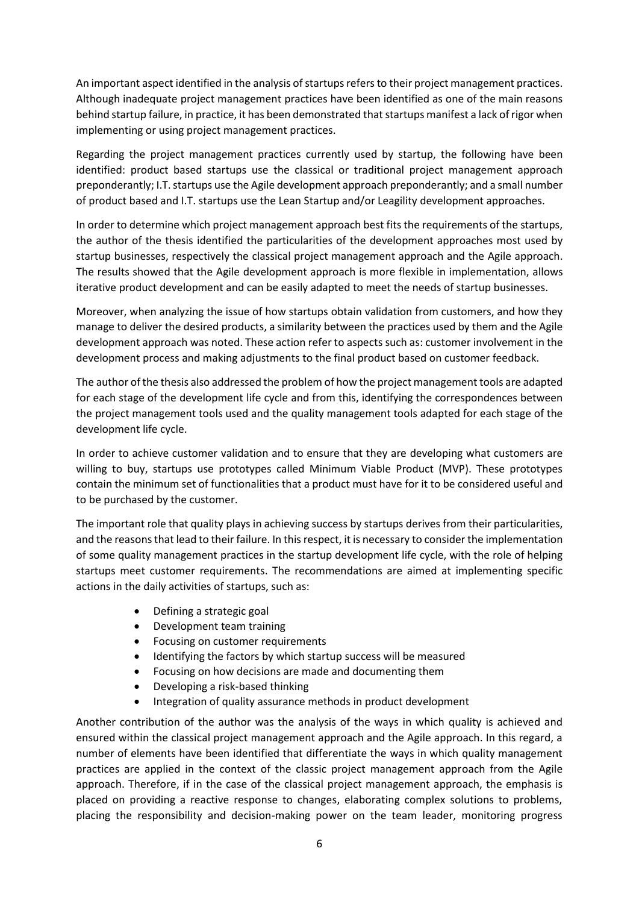An important aspect identified in the analysis of startups refers to their project management practices. Although inadequate project management practices have been identified as one of the main reasons behind startup failure, in practice, it has been demonstrated that startups manifest a lack of rigor when implementing or using project management practices.

Regarding the project management practices currently used by startup, the following have been identified: product based startups use the classical or traditional project management approach preponderantly; I.T. startups use the Agile development approach preponderantly; and a small number of product based and I.T. startups use the Lean Startup and/or Leagility development approaches.

In order to determine which project management approach best fits the requirements of the startups, the author of the thesis identified the particularities of the development approaches most used by startup businesses, respectively the classical project management approach and the Agile approach. The results showed that the Agile development approach is more flexible in implementation, allows iterative product development and can be easily adapted to meet the needs of startup businesses.

Moreover, when analyzing the issue of how startups obtain validation from customers, and how they manage to deliver the desired products, a similarity between the practices used by them and the Agile development approach was noted. These action refer to aspects such as: customer involvement in the development process and making adjustments to the final product based on customer feedback.

The author of the thesis also addressed the problem of how the project management tools are adapted for each stage of the development life cycle and from this, identifying the correspondences between the project management tools used and the quality management tools adapted for each stage of the development life cycle.

In order to achieve customer validation and to ensure that they are developing what customers are willing to buy, startups use prototypes called Minimum Viable Product (MVP). These prototypes contain the minimum set of functionalities that a product must have for it to be considered useful and to be purchased by the customer.

The important role that quality plays in achieving success by startups derives from their particularities, and the reasons that lead to their failure. In this respect, it is necessary to consider the implementation of some quality management practices in the startup development life cycle, with the role of helping startups meet customer requirements. The recommendations are aimed at implementing specific actions in the daily activities of startups, such as:

- Defining a strategic goal
- Development team training
- Focusing on customer requirements
- Identifying the factors by which startup success will be measured
- Focusing on how decisions are made and documenting them
- Developing a risk-based thinking
- Integration of quality assurance methods in product development

Another contribution of the author was the analysis of the ways in which quality is achieved and ensured within the classical project management approach and the Agile approach. In this regard, a number of elements have been identified that differentiate the ways in which quality management practices are applied in the context of the classic project management approach from the Agile approach. Therefore, if in the case of the classical project management approach, the emphasis is placed on providing a reactive response to changes, elaborating complex solutions to problems, placing the responsibility and decision-making power on the team leader, monitoring progress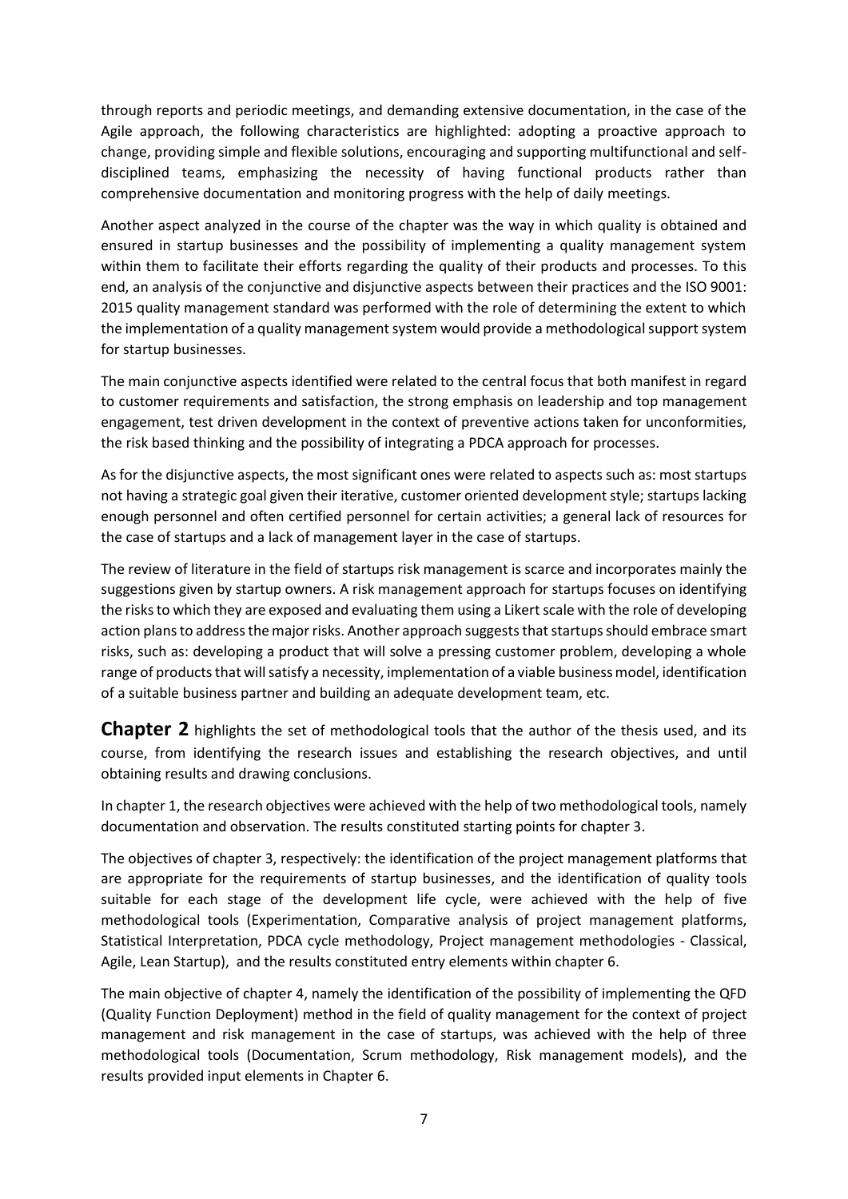through reports and periodic meetings, and demanding extensive documentation, in the case of the Agile approach, the following characteristics are highlighted: adopting a proactive approach to change, providing simple and flexible solutions, encouraging and supporting multifunctional and self-disciplined teams, emphasizing the necessity of having functional products rather than comprehensive documentation and monitoring progress with the help of daily meetings.

Another aspect analyzed in the course of the chapter was the way in which quality is obtained and ensured in startup businesses and the possibility of implementing a quality management system within them to facilitate their efforts regarding the quality of their products and processes. To this end, an analysis of the conjunctive and disjunctive aspects between their practices and the ISO 9001: 2015 quality management standard was performed with the role of determining the extent to which the implementation of a quality management system would provide a methodological support system for startup businesses.

The main conjunctive aspects identified were related to the central focus that both manifest in regard to customer requirements and satisfaction, the strong emphasis on leadership and top management engagement, test driven development in the context of preventive actions taken for unconformities, the risk based thinking and the possibility of integrating a PDCA approach for processes.

As for the disjunctive aspects, the most significant ones were related to aspects such as: most startups not having a strategic goal given their iterative, customer oriented development style; startups lacking enough personnel and often certified personnel for certain activities; a general lack of resources for the case of startups and a lack of management layer in the case of startups.

The review of literature in the field of startups risk management is scarce and incorporates mainly the suggestions given by startup owners. A risk management approach for startups focuses on identifying the risks to which they are exposed and evaluating them using a Likert scale with the role of developing action plans to address the major risks. Another approach suggests that startups should embrace smart risks, such as: developing a product that will solve a pressing customer problem, developing a whole range of products that will satisfy a necessity, implementation of a viable business model, identification of a suitable business partner and building an adequate development team, etc.

**Chapter 2** highlights the set of methodological tools that the author of the thesis used, and its course, from identifying the research issues and establishing the research objectives, and until obtaining results and drawing conclusions.

In chapter 1, the research objectives were achieved with the help of two methodological tools, namely documentation and observation. The results constituted starting points for chapter 3.

The objectives of chapter 3, respectively: the identification of the project management platforms that are appropriate for the requirements of startup businesses, and the identification of quality tools suitable for each stage of the development life cycle, were achieved with the help of five methodological tools (Experimentation, Comparative analysis of project management platforms, Statistical Interpretation, PDCA cycle methodology, Project management methodologies - Classical, Agile, Lean Startup), and the results constituted entry elements within chapter 6.

The main objective of chapter 4, namely the identification of the possibility of implementing the QFD (Quality Function Deployment) method in the field of quality management for the context of project management and risk management in the case of startups, was achieved with the help of three methodological tools (Documentation, Scrum methodology, Risk management models), and the results provided input elements in Chapter 6.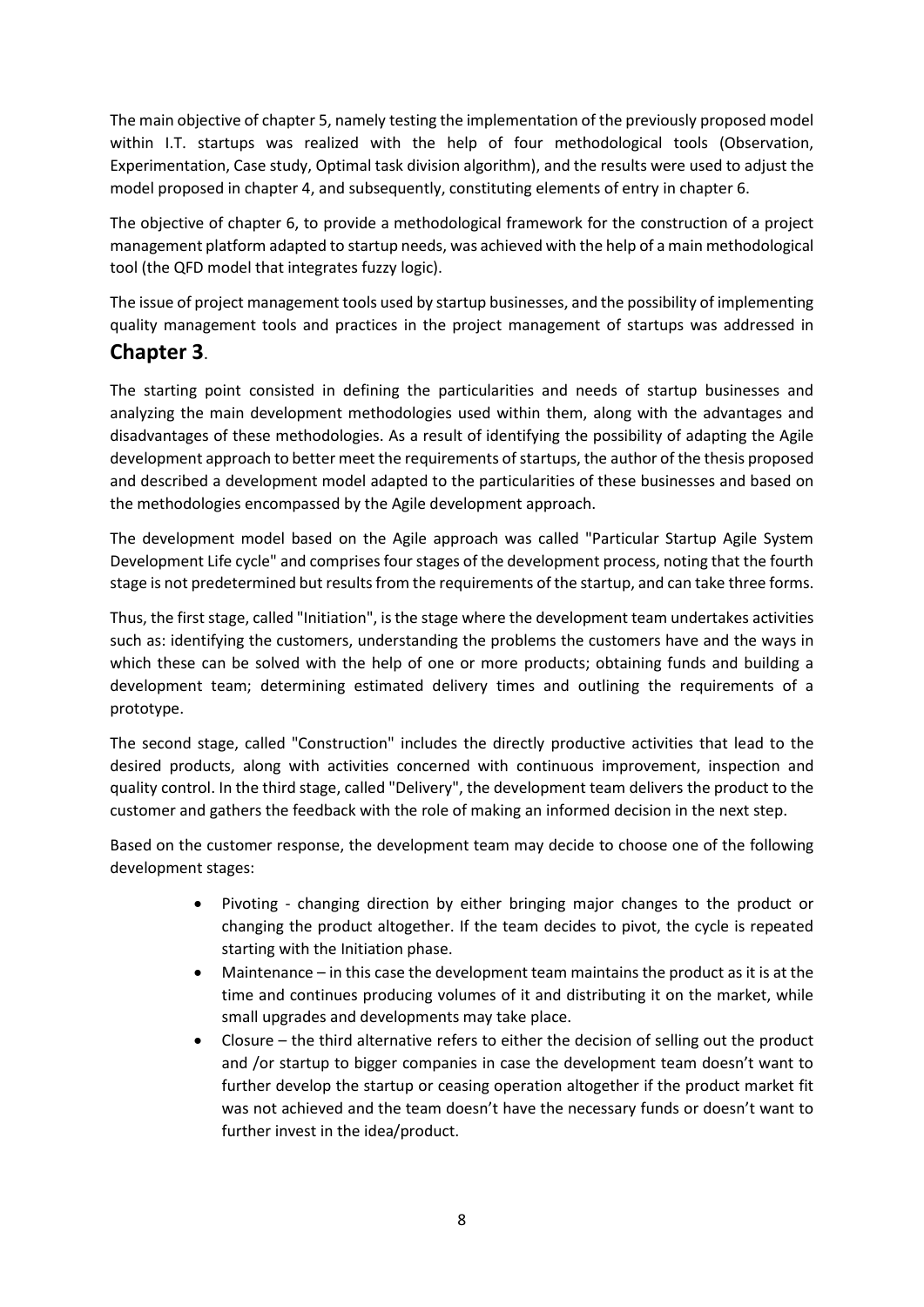The main objective of chapter 5, namely testing the implementation of the previously proposed model within I.T. startups was realized with the help of four methodological tools (Observation, Experimentation, Case study, Optimal task division algorithm), and the results were used to adjust the model proposed in chapter 4, and subsequently, constituting elements of entry in chapter 6.

The objective of chapter 6, to provide a methodological framework for the construction of a project management platform adapted to startup needs, was achieved with the help of a main methodological tool (the QFD model that integrates fuzzy logic).

The issue of project management tools used by startup businesses, and the possibility of implementing quality management tools and practices in the project management of startups was addressed in

## Chapter 3.

The starting point consisted in defining the particularities and needs of startup businesses and analyzing the main development methodologies used within them, along with the advantages and disadvantages of these methodologies. As a result of identifying the possibility of adapting the Agile development approach to better meet the requirements of startups, the author of the thesis proposed and described a development model adapted to the particularities of these businesses and based on the methodologies encompassed by the Agile development approach.

The development model based on the Agile approach was called "Particular Startup Agile System Development Life cycle" and comprises four stages of the development process, noting that the fourth stage is not predetermined but results from the requirements of the startup, and can take three forms.

Thus, the first stage, called "Initiation", is the stage where the development team undertakes activities such as: identifying the customers, understanding the problems the customers have and the ways in which these can be solved with the help of one or more products; obtaining funds and building a development team; determining estimated delivery times and outlining the requirements of a prototype.

The second stage, called "Construction" includes the directly productive activities that lead to the desired products, along with activities concerned with continuous improvement, inspection and quality control. In the third stage, called "Delivery", the development team delivers the product to the customer and gathers the feedback with the role of making an informed decision in the next step.

Based on the customer response, the development team may decide to choose one of the following development stages:

- Pivoting - changing direction by either bringing major changes to the product or changing the product altogether. If the team decides to pivot, the cycle is repeated starting with the Initiation phase.
- Maintenance – in this case the development team maintains the product as it is at the time and continues producing volumes of it and distributing it on the market, while small upgrades and developments may take place.
- Closure – the third alternative refers to either the decision of selling out the product and /or startup to bigger companies in case the development team doesn't want to further develop the startup or ceasing operation altogether if the product market fit was not achieved and the team doesn't have the necessary funds or doesn't want to further invest in the idea/product.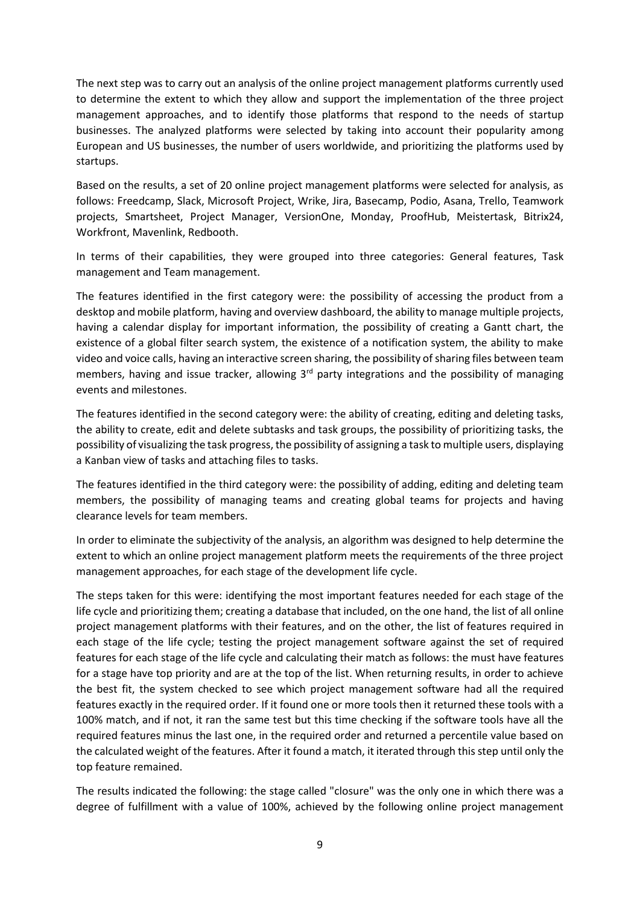The next step was to carry out an analysis of the online project management platforms currently used to determine the extent to which they allow and support the implementation of the three project management approaches, and to identify those platforms that respond to the needs of startup businesses. The analyzed platforms were selected by taking into account their popularity among European and US businesses, the number of users worldwide, and prioritizing the platforms used by startups.

Based on the results, a set of 20 online project management platforms were selected for analysis, as follows: Freedcamp, Slack, Microsoft Project, Wrike, Jira, Basecamp, Podio, Asana, Trello, Teamwork projects, Smartsheet, Project Manager, VersionOne, Monday, ProofHub, Meistertask, Bitrix24, Workfront, Mavenlink, Redbooth.

In terms of their capabilities, they were grouped into three categories: General features, Task management and Team management.

The features identified in the first category were: the possibility of accessing the product from a desktop and mobile platform, having and overview dashboard, the ability to manage multiple projects, having a calendar display for important information, the possibility of creating a Gantt chart, the existence of a global filter search system, the existence of a notification system, the ability to make video and voice calls, having an interactive screen sharing, the possibility of sharing files between team members, having and issue tracker, allowing 3rd party integrations and the possibility of managing events and milestones.

The features identified in the second category were: the ability of creating, editing and deleting tasks, the ability to create, edit and delete subtasks and task groups, the possibility of prioritizing tasks, the possibility of visualizing the task progress, the possibility of assigning a task to multiple users, displaying a Kanban view of tasks and attaching files to tasks.

The features identified in the third category were: the possibility of adding, editing and deleting team members, the possibility of managing teams and creating global teams for projects and having clearance levels for team members.

In order to eliminate the subjectivity of the analysis, an algorithm was designed to help determine the extent to which an online project management platform meets the requirements of the three project management approaches, for each stage of the development life cycle.

The steps taken for this were: identifying the most important features needed for each stage of the life cycle and prioritizing them; creating a database that included, on the one hand, the list of all online project management platforms with their features, and on the other, the list of features required in each stage of the life cycle; testing the project management software against the set of required features for each stage of the life cycle and calculating their match as follows: the must have features for a stage have top priority and are at the top of the list. When returning results, in order to achieve the best fit, the system checked to see which project management software had all the required features exactly in the required order. If it found one or more tools then it returned these tools with a 100% match, and if not, it ran the same test but this time checking if the software tools have all the required features minus the last one, in the required order and returned a percentile value based on the calculated weight of the features. After it found a match, it iterated through this step until only the top feature remained.

The results indicated the following: the stage called "closure" was the only one in which there was a degree of fulfillment with a value of 100%, achieved by the following online project management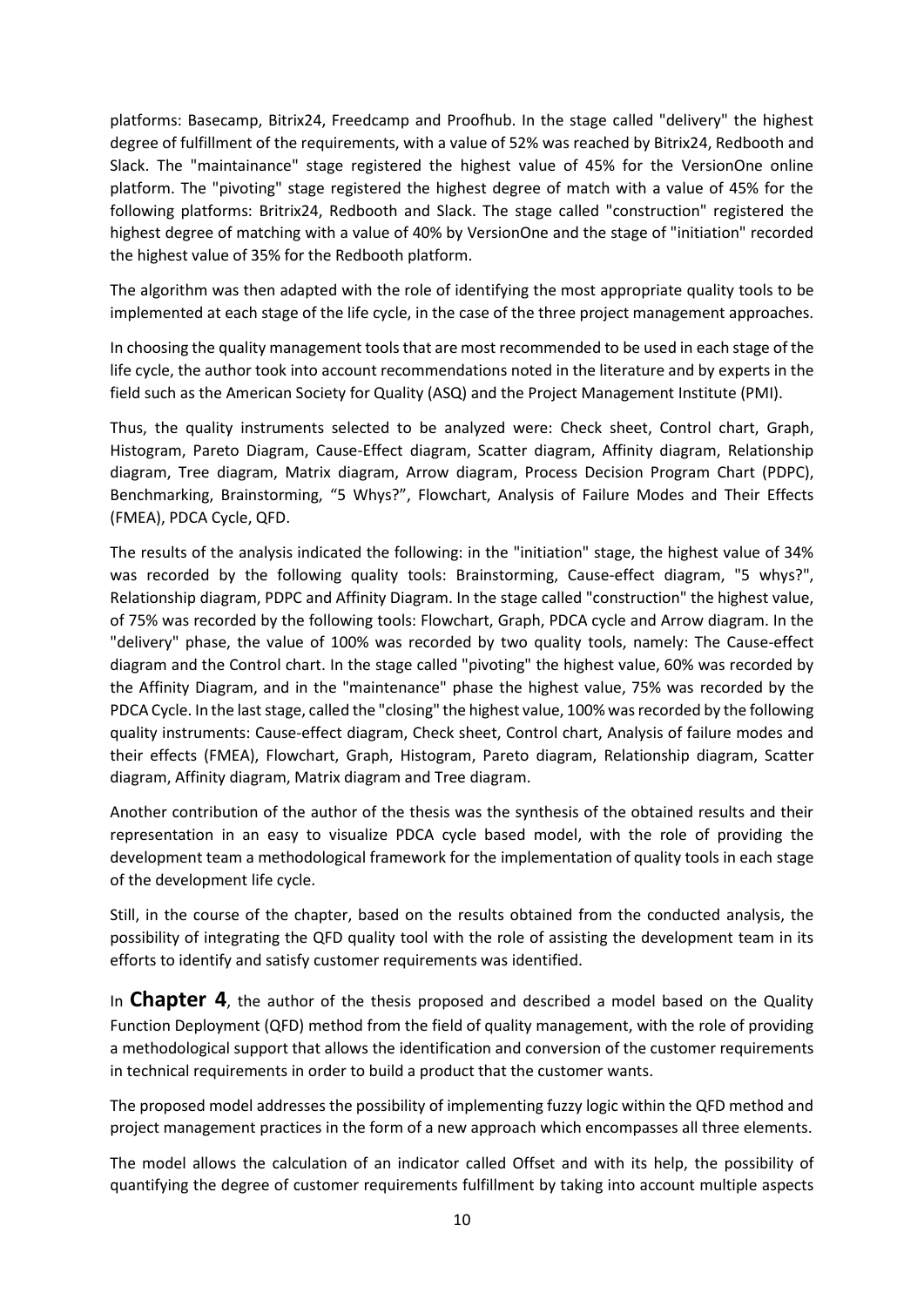platforms: Basecamp, Bitrix24, Freedcamp and Proofhub. In the stage called "delivery" the highest degree of fulfillment of the requirements, with a value of 52% was reached by Bitrix24, Redbooth and Slack. The "maintainance" stage registered the highest value of 45% for the VersionOne online platform. The "pivoting" stage registered the highest degree of match with a value of 45% for the following platforms: Britrix24, Redbooth and Slack. The stage called "construction" registered the highest degree of matching with a value of 40% by VersionOne and the stage of "initiation" recorded the highest value of 35% for the Redbooth platform.

The algorithm was then adapted with the role of identifying the most appropriate quality tools to be implemented at each stage of the life cycle, in the case of the three project management approaches.

In choosing the quality management tools that are most recommended to be used in each stage of the life cycle, the author took into account recommendations noted in the literature and by experts in the field such as the American Society for Quality (ASQ) and the Project Management Institute (PMI).

Thus, the quality instruments selected to be analyzed were: Check sheet, Control chart, Graph, Histogram, Pareto Diagram, Cause-Effect diagram, Scatter diagram, Affinity diagram, Relationship diagram, Tree diagram, Matrix diagram, Arrow diagram, Process Decision Program Chart (PDPC), Benchmarking, Brainstorming, "5 Whys?", Flowchart, Analysis of Failure Modes and Their Effects (FMEA), PDCA Cycle, QFD.

The results of the analysis indicated the following: in the "initiation" stage, the highest value of 34% was recorded by the following quality tools: Brainstorming, Cause-effect diagram, "5 whys?", Relationship diagram, PDPC and Affinity Diagram. In the stage called "construction" the highest value, of 75% was recorded by the following tools: Flowchart, Graph, PDCA cycle and Arrow diagram. In the "delivery" phase, the value of 100% was recorded by two quality tools, namely: The Cause-effect diagram and the Control chart. In the stage called "pivoting" the highest value, 60% was recorded by the Affinity Diagram, and in the "maintenance" phase the highest value, 75% was recorded by the PDCA Cycle. In the last stage, called the "closing" the highest value, 100% was recorded by the following quality instruments: Cause-effect diagram, Check sheet, Control chart, Analysis of failure modes and their effects (FMEA), Flowchart, Graph, Histogram, Pareto diagram, Relationship diagram, Scatter diagram, Affinity diagram, Matrix diagram and Tree diagram.

Another contribution of the author of the thesis was the synthesis of the obtained results and their representation in an easy to visualize PDCA cycle based model, with the role of providing the development team a methodological framework for the implementation of quality tools in each stage of the development life cycle.

Still, in the course of the chapter, based on the results obtained from the conducted analysis, the possibility of integrating the QFD quality tool with the role of assisting the development team in its efforts to identify and satisfy customer requirements was identified.

In **Chapter 4**, the author of the thesis proposed and described a model based on the Quality Function Deployment (QFD) method from the field of quality management, with the role of providing a methodological support that allows the identification and conversion of the customer requirements in technical requirements in order to build a product that the customer wants.

The proposed model addresses the possibility of implementing fuzzy logic within the QFD method and project management practices in the form of a new approach which encompasses all three elements.

The model allows the calculation of an indicator called Offset and with its help, the possibility of quantifying the degree of customer requirements fulfillment by taking into account multiple aspects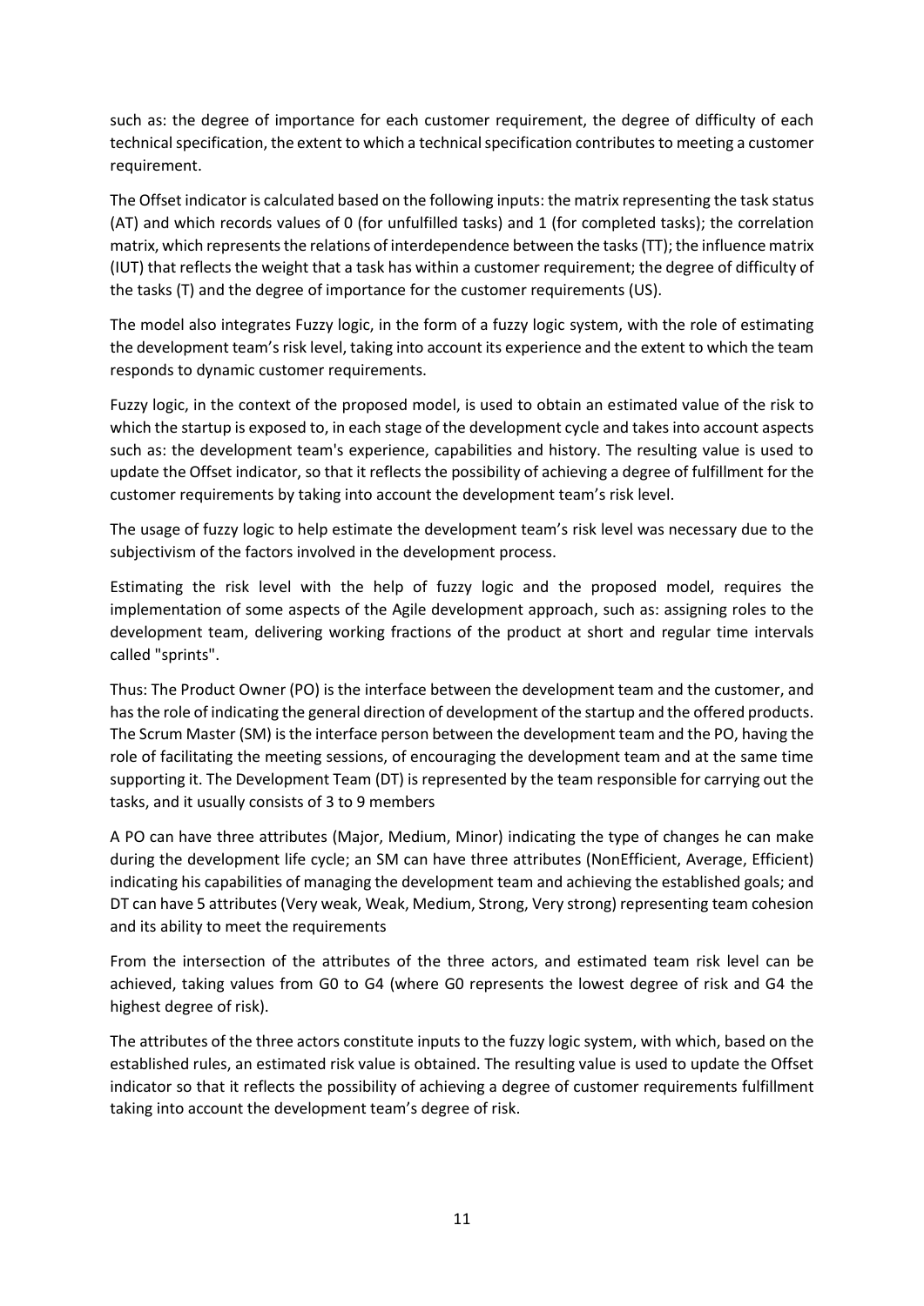such as: the degree of importance for each customer requirement, the degree of difficulty of each technical specification, the extent to which a technical specification contributes to meeting a customer requirement.

The Offset indicator is calculated based on the following inputs: the matrix representing the task status (AT) and which records values of 0 (for unfulfilled tasks) and 1 (for completed tasks); the correlation matrix, which represents the relations of interdependence between the tasks (TT); the influence matrix (IUT) that reflects the weight that a task has within a customer requirement; the degree of difficulty of the tasks (T) and the degree of importance for the customer requirements (US).

The model also integrates Fuzzy logic, in the form of a fuzzy logic system, with the role of estimating the development team's risk level, taking into account its experience and the extent to which the team responds to dynamic customer requirements.

Fuzzy logic, in the context of the proposed model, is used to obtain an estimated value of the risk to which the startup is exposed to, in each stage of the development cycle and takes into account aspects such as: the development team's experience, capabilities and history. The resulting value is used to update the Offset indicator, so that it reflects the possibility of achieving a degree of fulfillment for the customer requirements by taking into account the development team's risk level.

The usage of fuzzy logic to help estimate the development team's risk level was necessary due to the subjectivism of the factors involved in the development process.

Estimating the risk level with the help of fuzzy logic and the proposed model, requires the implementation of some aspects of the Agile development approach, such as: assigning roles to the development team, delivering working fractions of the product at short and regular time intervals called "sprints".

Thus: The Product Owner (PO) is the interface between the development team and the customer, and has the role of indicating the general direction of development of the startup and the offered products. The Scrum Master (SM) is the interface person between the development team and the PO, having the role of facilitating the meeting sessions, of encouraging the development team and at the same time supporting it. The Development Team (DT) is represented by the team responsible for carrying out the tasks, and it usually consists of 3 to 9 members

A PO can have three attributes (Major, Medium, Minor) indicating the type of changes he can make during the development life cycle; an SM can have three attributes (NonEfficient, Average, Efficient) indicating his capabilities of managing the development team and achieving the established goals; and DT can have 5 attributes (Very weak, Weak, Medium, Strong, Very strong) representing team cohesion and its ability to meet the requirements

From the intersection of the attributes of the three actors, and estimated team risk level can be achieved, taking values from G0 to G4 (where G0 represents the lowest degree of risk and G4 the highest degree of risk).

The attributes of the three actors constitute inputs to the fuzzy logic system, with which, based on the established rules, an estimated risk value is obtained. The resulting value is used to update the Offset indicator so that it reflects the possibility of achieving a degree of customer requirements fulfillment taking into account the development team's degree of risk.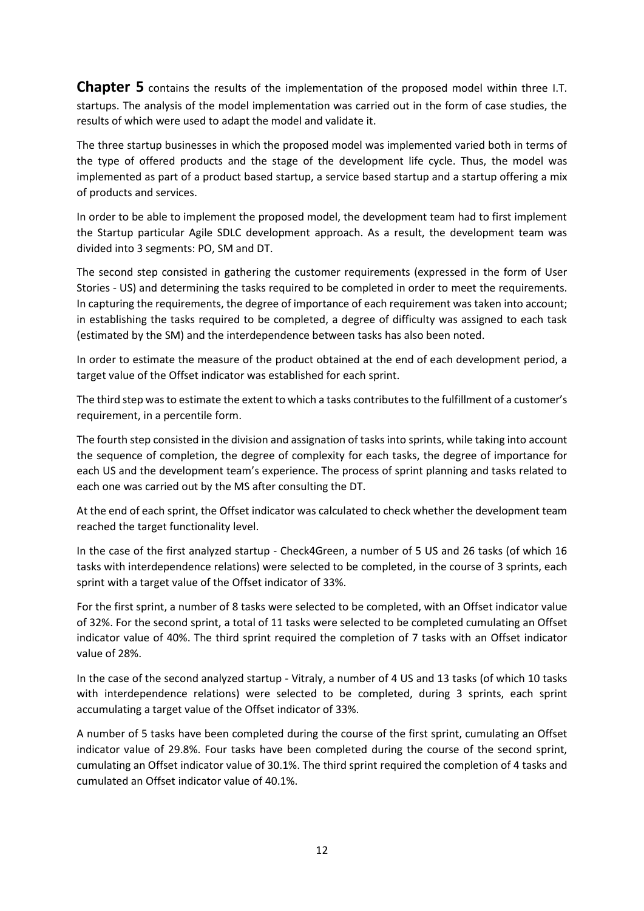**Chapter 5** contains the results of the implementation of the proposed model within three I.T. startups. The analysis of the model implementation was carried out in the form of case studies, the results of which were used to adapt the model and validate it.

The three startup businesses in which the proposed model was implemented varied both in terms of the type of offered products and the stage of the development life cycle. Thus, the model was implemented as part of a product based startup, a service based startup and a startup offering a mix of products and services.

In order to be able to implement the proposed model, the development team had to first implement the Startup particular Agile SDLC development approach. As a result, the development team was divided into 3 segments: PO, SM and DT.

The second step consisted in gathering the customer requirements (expressed in the form of User Stories - US) and determining the tasks required to be completed in order to meet the requirements. In capturing the requirements, the degree of importance of each requirement was taken into account; in establishing the tasks required to be completed, a degree of difficulty was assigned to each task (estimated by the SM) and the interdependence between tasks has also been noted.

In order to estimate the measure of the product obtained at the end of each development period, a target value of the Offset indicator was established for each sprint.

The third step was to estimate the extent to which a tasks contributes to the fulfillment of a customer's requirement, in a percentile form.

The fourth step consisted in the division and assignation of tasks into sprints, while taking into account the sequence of completion, the degree of complexity for each tasks, the degree of importance for each US and the development team's experience. The process of sprint planning and tasks related to each one was carried out by the MS after consulting the DT.

At the end of each sprint, the Offset indicator was calculated to check whether the development team reached the target functionality level.

In the case of the first analyzed startup - Check4Green, a number of 5 US and 26 tasks (of which 16 tasks with interdependence relations) were selected to be completed, in the course of 3 sprints, each sprint with a target value of the Offset indicator of 33%.

For the first sprint, a number of 8 tasks were selected to be completed, with an Offset indicator value of 32%. For the second sprint, a total of 11 tasks were selected to be completed cumulating an Offset indicator value of 40%. The third sprint required the completion of 7 tasks with an Offset indicator value of 28%.

In the case of the second analyzed startup - Vitraly, a number of 4 US and 13 tasks (of which 10 tasks with interdependence relations) were selected to be completed, during 3 sprints, each sprint accumulating a target value of the Offset indicator of 33%.

A number of 5 tasks have been completed during the course of the first sprint, cumulating an Offset indicator value of 29.8%. Four tasks have been completed during the course of the second sprint, cumulating an Offset indicator value of 30.1%. The third sprint required the completion of 4 tasks and cumulated an Offset indicator value of 40.1%.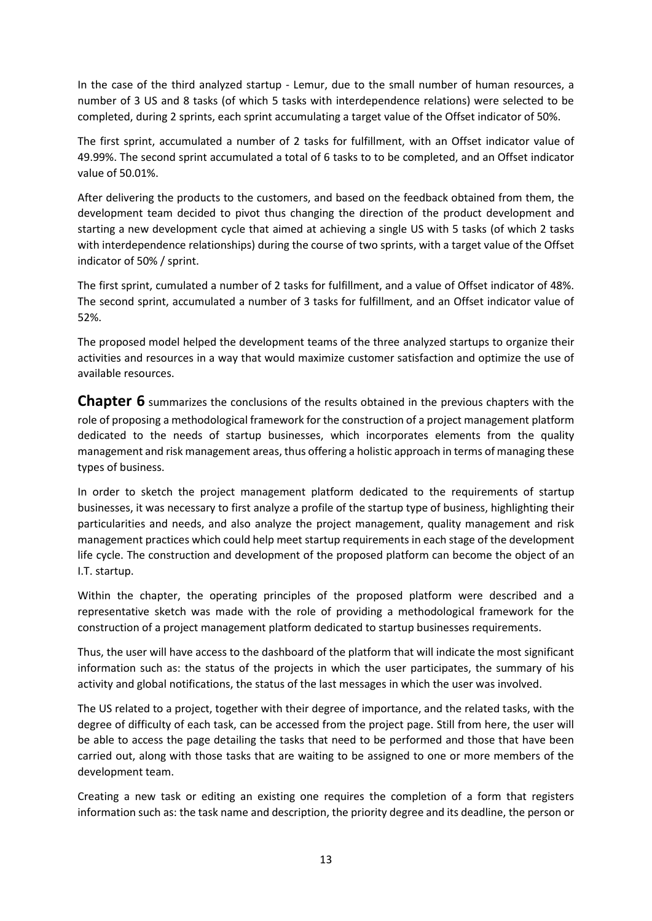In the case of the third analyzed startup - Lemur, due to the small number of human resources, a number of 3 US and 8 tasks (of which 5 tasks with interdependence relations) were selected to be completed, during 2 sprints, each sprint accumulating a target value of the Offset indicator of 50%.

The first sprint, accumulated a number of 2 tasks for fulfillment, with an Offset indicator value of 49.99%. The second sprint accumulated a total of 6 tasks to to be completed, and an Offset indicator value of 50.01%.

After delivering the products to the customers, and based on the feedback obtained from them, the development team decided to pivot thus changing the direction of the product development and starting a new development cycle that aimed at achieving a single US with 5 tasks (of which 2 tasks with interdependence relationships) during the course of two sprints, with a target value of the Offset indicator of 50% / sprint.

The first sprint, cumulated a number of 2 tasks for fulfillment, and a value of Offset indicator of 48%. The second sprint, accumulated a number of 3 tasks for fulfillment, and an Offset indicator value of 52%.

The proposed model helped the development teams of the three analyzed startups to organize their activities and resources in a way that would maximize customer satisfaction and optimize the use of available resources.

**Chapter 6** summarizes the conclusions of the results obtained in the previous chapters with the role of proposing a methodological framework for the construction of a project management platform dedicated to the needs of startup businesses, which incorporates elements from the quality management and risk management areas, thus offering a holistic approach in terms of managing these types of business.

In order to sketch the project management platform dedicated to the requirements of startup businesses, it was necessary to first analyze a profile of the startup type of business, highlighting their particularities and needs, and also analyze the project management, quality management and risk management practices which could help meet startup requirements in each stage of the development life cycle. The construction and development of the proposed platform can become the object of an I.T. startup.

Within the chapter, the operating principles of the proposed platform were described and a representative sketch was made with the role of providing a methodological framework for the construction of a project management platform dedicated to startup businesses requirements.

Thus, the user will have access to the dashboard of the platform that will indicate the most significant information such as: the status of the projects in which the user participates, the summary of his activity and global notifications, the status of the last messages in which the user was involved.

The US related to a project, together with their degree of importance, and the related tasks, with the degree of difficulty of each task, can be accessed from the project page. Still from here, the user will be able to access the page detailing the tasks that need to be performed and those that have been carried out, along with those tasks that are waiting to be assigned to one or more members of the development team.

Creating a new task or editing an existing one requires the completion of a form that registers information such as: the task name and description, the priority degree and its deadline, the person or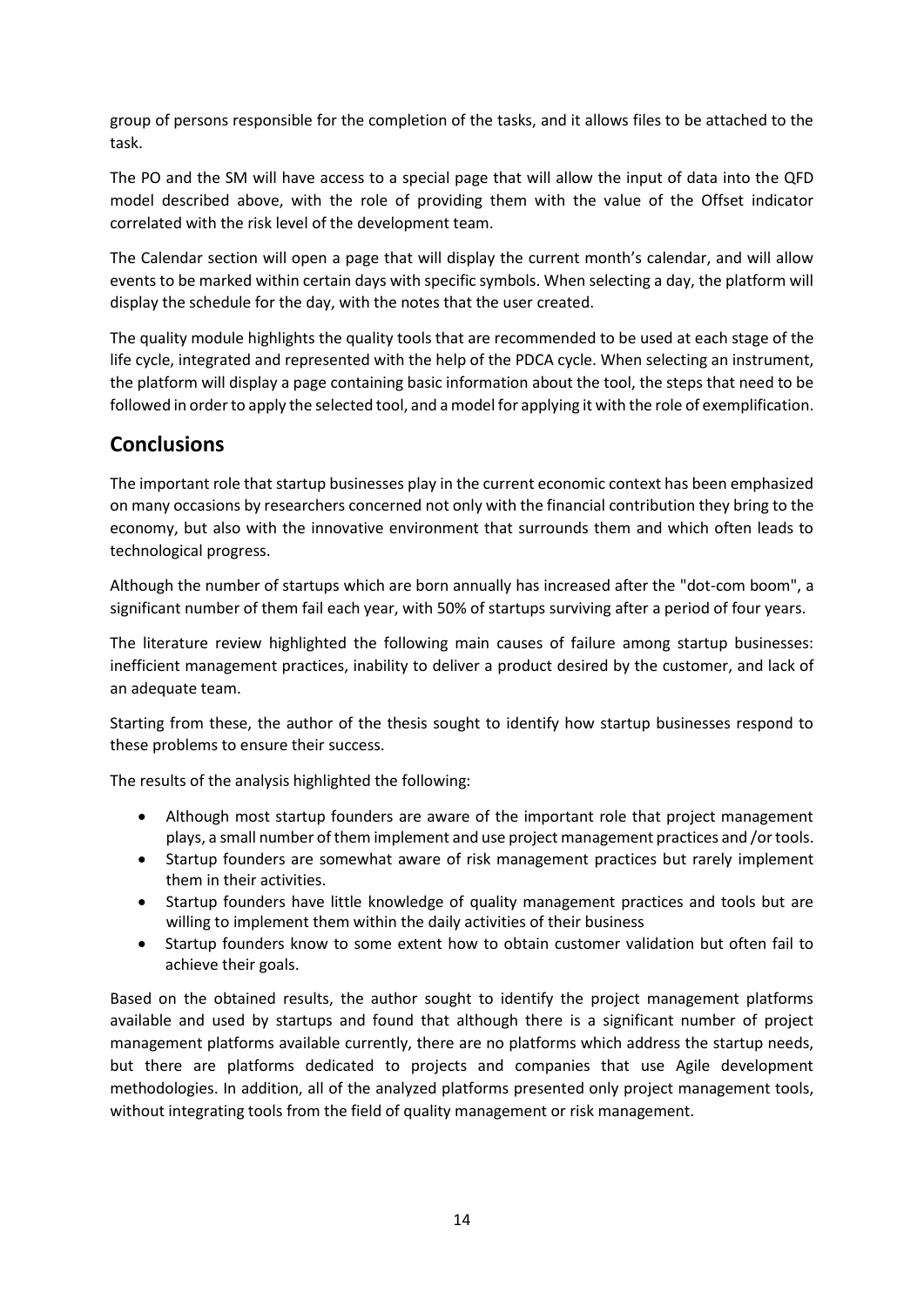group of persons responsible for the completion of the tasks, and it allows files to be attached to the task.

The PO and the SM will have access to a special page that will allow the input of data into the QFD model described above, with the role of providing them with the value of the Offset indicator correlated with the risk level of the development team.

The Calendar section will open a page that will display the current month's calendar, and will allow events to be marked within certain days with specific symbols. When selecting a day, the platform will display the schedule for the day, with the notes that the user created.

The quality module highlights the quality tools that are recommended to be used at each stage of the life cycle, integrated and represented with the help of the PDCA cycle. When selecting an instrument, the platform will display a page containing basic information about the tool, the steps that need to be followed in order to apply the selected tool, and a model for applying it with the role of exemplification.

## Conclusions

The important role that startup businesses play in the current economic context has been emphasized on many occasions by researchers concerned not only with the financial contribution they bring to the economy, but also with the innovative environment that surrounds them and which often leads to technological progress.

Although the number of startups which are born annually has increased after the "dot-com boom", a significant number of them fail each year, with 50% of startups surviving after a period of four years.

The literature review highlighted the following main causes of failure among startup businesses: inefficient management practices, inability to deliver a product desired by the customer, and lack of an adequate team.

Starting from these, the author of the thesis sought to identify how startup businesses respond to these problems to ensure their success.

The results of the analysis highlighted the following:

- Although most startup founders are aware of the important role that project management plays, a small number of them implement and use project management practices and /or tools.
- Startup founders are somewhat aware of risk management practices but rarely implement them in their activities.
- Startup founders have little knowledge of quality management practices and tools but are willing to implement them within the daily activities of their business
- Startup founders know to some extent how to obtain customer validation but often fail to achieve their goals.

Based on the obtained results, the author sought to identify the project management platforms available and used by startups and found that although there is a significant number of project management platforms available currently, there are no platforms which address the startup needs, but there are platforms dedicated to projects and companies that use Agile development methodologies. In addition, all of the analyzed platforms presented only project management tools, without integrating tools from the field of quality management or risk management.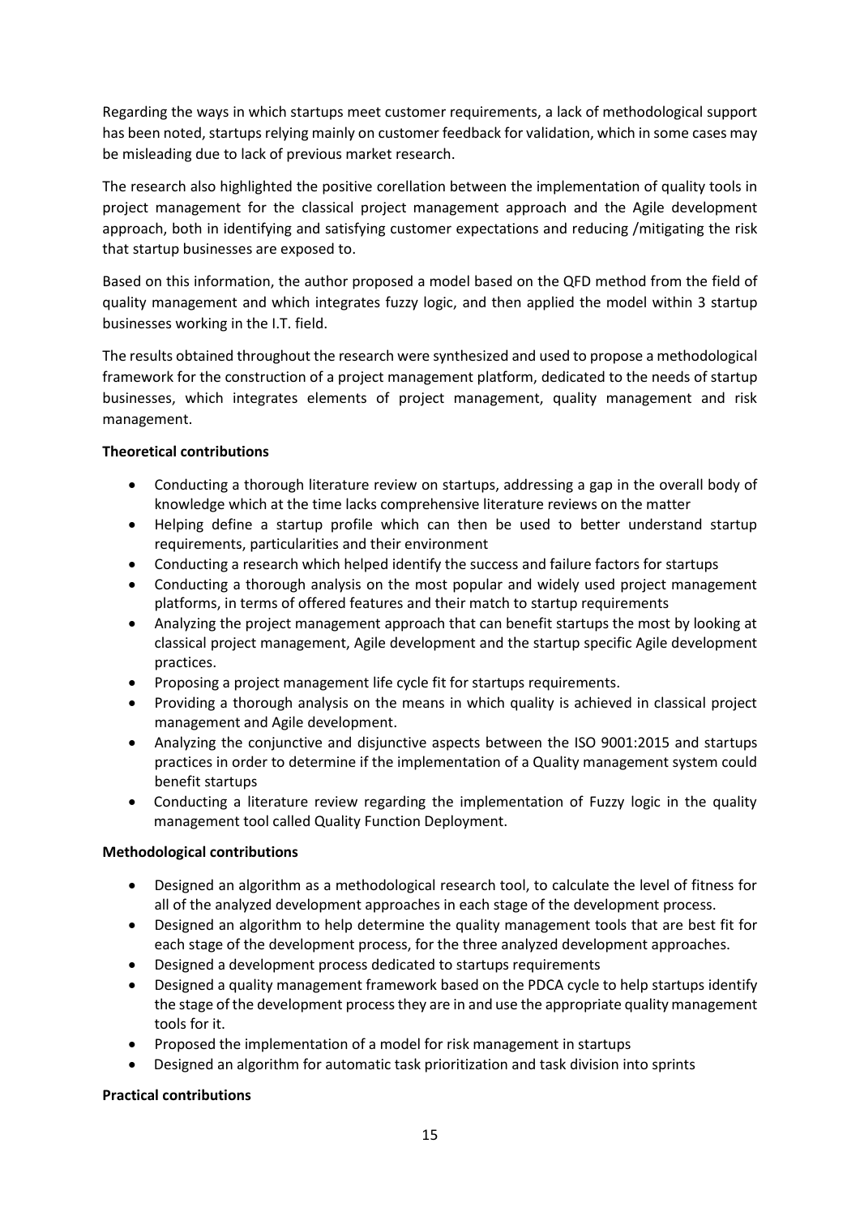Regarding the ways in which startups meet customer requirements, a lack of methodological support has been noted, startups relying mainly on customer feedback for validation, which in some cases may be misleading due to lack of previous market research.

The research also highlighted the positive corellation between the implementation of quality tools in project management for the classical project management approach and the Agile development approach, both in identifying and satisfying customer expectations and reducing /mitigating the risk that startup businesses are exposed to.

Based on this information, the author proposed a model based on the QFD method from the field of quality management and which integrates fuzzy logic, and then applied the model within 3 startup businesses working in the I.T. field.

The results obtained throughout the research were synthesized and used to propose a methodological framework for the construction of a project management platform, dedicated to the needs of startup businesses, which integrates elements of project management, quality management and risk management.

**Theoretical contributions**

- Conducting a thorough literature review on startups, addressing a gap in the overall body of knowledge which at the time lacks comprehensive literature reviews on the matter
- Helping define a startup profile which can then be used to better understand startup requirements, particularities and their environment
- Conducting a research which helped identify the success and failure factors for startups
- Conducting a thorough analysis on the most popular and widely used project management platforms, in terms of offered features and their match to startup requirements
- Analyzing the project management approach that can benefit startups the most by looking at classical project management, Agile development and the startup specific Agile development practices.
- Proposing a project management life cycle fit for startups requirements.
- Providing a thorough analysis on the means in which quality is achieved in classical project management and Agile development.
- Analyzing the conjunctive and disjunctive aspects between the ISO 9001:2015 and startups practices in order to determine if the implementation of a Quality management system could benefit startups
- Conducting a literature review regarding the implementation of Fuzzy logic in the quality management tool called Quality Function Deployment.

**Methodological contributions**

- Designed an algorithm as a methodological research tool, to calculate the level of fitness for all of the analyzed development approaches in each stage of the development process.
- Designed an algorithm to help determine the quality management tools that are best fit for each stage of the development process, for the three analyzed development approaches.
- Designed a development process dedicated to startups requirements
- Designed a quality management framework based on the PDCA cycle to help startups identify the stage of the development process they are in and use the appropriate quality management tools for it.
- Proposed the implementation of a model for risk management in startups
- Designed an algorithm for automatic task prioritization and task division into sprints

**Practical contributions**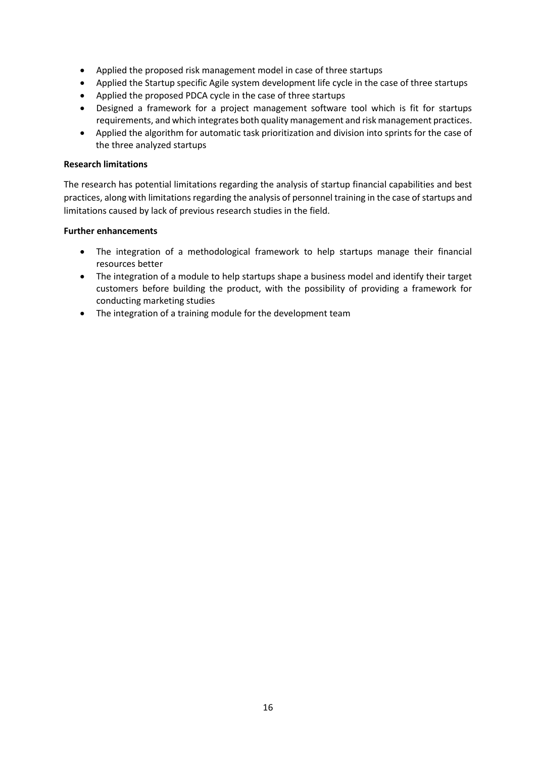- Applied the proposed risk management model in case of three startups
- Applied the Startup specific Agile system development life cycle in the case of three startups
- Applied the proposed PDCA cycle in the case of three startups
- Designed a framework for a project management software tool which is fit for startups requirements, and which integrates both quality management and risk management practices.
- Applied the algorithm for automatic task prioritization and division into sprints for the case of the three analyzed startups

**Research limitations**

The research has potential limitations regarding the analysis of startup financial capabilities and best practices, along with limitations regarding the analysis of personnel training in the case of startups and limitations caused by lack of previous research studies in the field.

**Further enhancements**

- The integration of a methodological framework to help startups manage their financial resources better
- The integration of a module to help startups shape a business model and identify their target customers before building the product, with the possibility of providing a framework for conducting marketing studies
- The integration of a training module for the development team